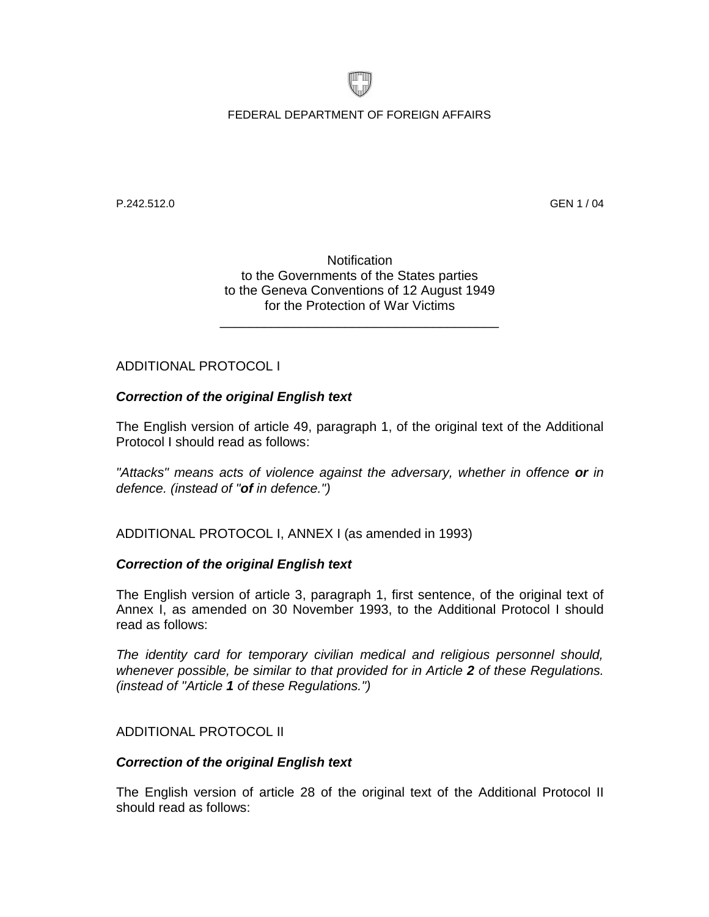FEDERAL DEPARTMENT OF FOREIGN AFFAIRS

P.242.512.0 GEN 1 / 04

Notification
to the Governments of the States parties
to the Geneva Conventions of 12 August 1949
for the Protection of War Victims

---

ADDITIONAL PROTOCOL I

***Correction of the original English text***

The English version of article 49, paragraph 1, of the original text of the Additional Protocol I should read as follows:

*"Attacks" means acts of violence against the adversary, whether in offence* ***or*** *in defence. (instead of "****of*** *in defence.")*

ADDITIONAL PROTOCOL I, ANNEX I (as amended in 1993)

***Correction of the original English text***

The English version of article 3, paragraph 1, first sentence, of the original text of Annex I, as amended on 30 November 1993, to the Additional Protocol I should read as follows:

*The identity card for temporary civilian medical and religious personnel should, whenever possible, be similar to that provided for in Article* ***2*** *of these Regulations. (instead of "Article* ***1*** *of these Regulations.")*

ADDITIONAL PROTOCOL II

***Correction of the original English text***

The English version of article 28 of the original text of the Additional Protocol II should read as follows: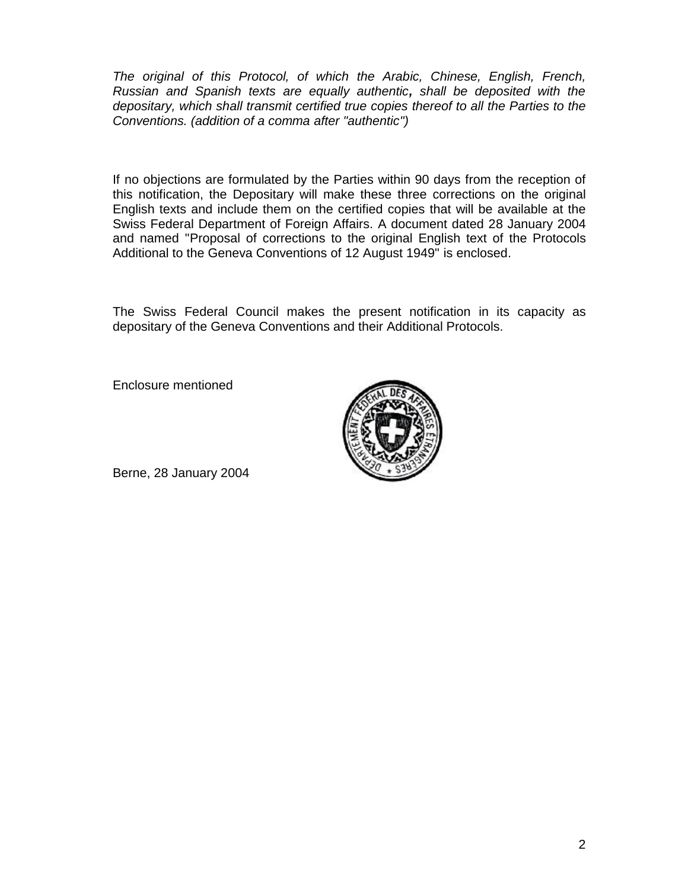*The original of this Protocol, of which the Arabic, Chinese, English, French, Russian and Spanish texts are equally authentic**,** shall be deposited with the depositary, which shall transmit certified true copies thereof to all the Parties to the Conventions. (addition of a comma after "authentic")*

If no objections are formulated by the Parties within 90 days from the reception of this notification, the Depositary will make these three corrections on the original English texts and include them on the certified copies that will be available at the Swiss Federal Department of Foreign Affairs. A document dated 28 January 2004 and named "Proposal of corrections to the original English text of the Protocols Additional to the Geneva Conventions of 12 August 1949" is enclosed.

The Swiss Federal Council makes the present notification in its capacity as depositary of the Geneva Conventions and their Additional Protocols.

Enclosure mentioned

Berne, 28 January 2004